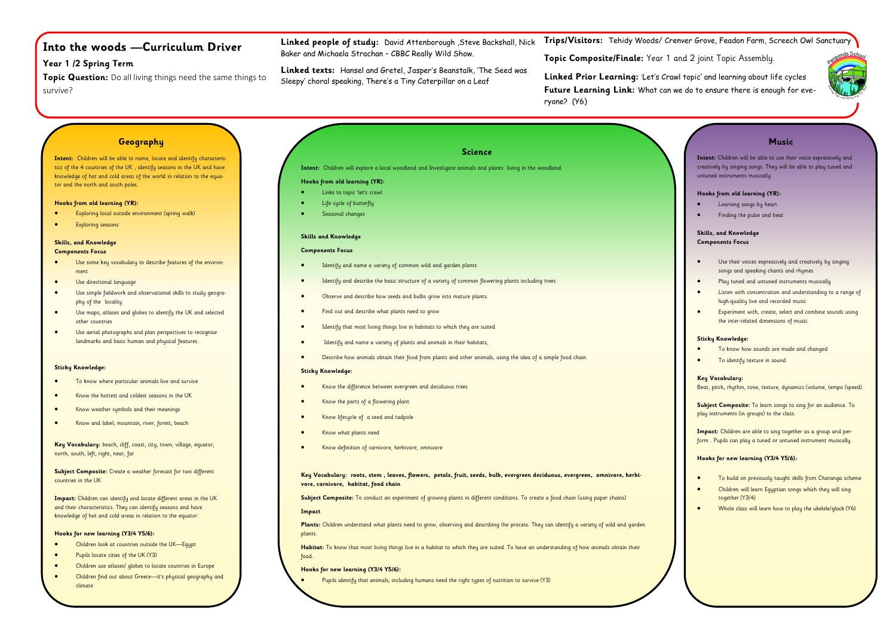# Into the woods —Curriculum Driver

## Year 1 /2 Spring Term

**Topic Question:** Do all living things need the same things to survive?

**Linked people of study:** David Attenborough ,Steve Backshall, Nick Baker and Michaela Strachan – CBBC Really Wild Show.

**Linked texts:** Hansel and Gretel, Jasper's Beanstalk, 'The Seed was Sleepy' choral speaking, There's a Tiny Caterpillar on a Leaf

**Trips/Visitors:** Tehidy Woods/ Crenver Grove, Feadon Farm, Screech Owl Sanctuary

**Topic Composite/Finale:** Year 1 and 2 joint Topic Assembly.

**Linked Prior Learning:** 'Let's Crawl topic' and learning about life cycles

**Future Learning Link:** What can we do to ensure there is enough for everyone? (Y6)

## Geography

**Intent:** Children will be able to name, locate and identify characteristics of the 4 countries of the UK , identify seasons in the UK and have knowledge of hot and cold areas of the world in relation to the equator and the north and south poles.

**Hooks from old learning (YR):**

- Exploring local outside environment (spring walk)
- Exploring seasons

**Skills, and Knowledge**
**Components Focus**

- Use some key vocabulary to describe features of the environment
- Use directional language
- Use simple fieldwork and observational skills to study geography of the locality
- Use maps, atlases and globes to identify the UK and selected other countries
- Use aerial photographs and plan perspectives to recognise landmarks and basic human and physical features.

**Sticky Knowledge:**

- To know where particular animals live and survive
- Know the hottest and coldest seasons in the UK
- Know weather symbols and their meanings
- Know and label; mountain, river, forest, beach

**Key Vocabulary:** beach, cliff, coast, city, town, village, equator, north, south, left, right, near, far

**Subject Composite:** Create a weather forecast for two different countries in the UK

**Impact:** Children can identify and locate different areas in the UK and their characteristics. They can identify seasons and have knowledge of hot and cold areas in relation to the equator.

**Hooks for new learning (Y3/4 Y5/6):**

- Children look at countries outside the UK—Egypt
- Pupils locate cities of the UK (Y3)
- Children use atlases/ globes to locate countries in Europe
- Children find out about Greece—it's physical geography and climate

## Science

**Intent:** Children will explore a local woodland and Investigate animals and plants living in the woodland.

**Hooks from old learning (YR):**

- Links to topic 'let's crawl
- Life cycle of butterfly
- Seasonal changes

**Skills and Knowledge**

**Components Focus**

- Identify and name a variety of common wild and garden plants
- Identify and describe the basic structure of a variety of common flowering plants including trees
- Observe and describe how seeds and bulbs grow into mature plants.
- Find out and describe what plants need to grow
- Identify that most living things live in habitats to which they are suited
- Identify and name a variety of plants and animals in their habitats,
- Describe how animals obtain their food from plants and other animals, using the idea of a simple food chain

**Sticky Knowledge:**

- Know the difference between evergreen and deciduous trees
- Know the parts of a flowering plant
- Know lifecycle of a seed and tadpole
- Know what plants need
- Know definition of carnivore, herbivore, omnivore

**Key Vocabulary: roots, stem , leaves, flowers, petals, fruit, seeds, bulb, evergreen deciduous, evergreen, omnivore, herbivore, carnivore, habitat, food chain**

**Subject Composite:** To conduct an experiment of growing plants in different conditions. To create a food chain (using paper chains)

**Impact**

**Plants:** Children understand what plants need to grow, observing and describing the process. They can identify a variety of wild and garden plants.

**Habitat:** To know that most living things live in a habitat to which they are suited. To have an understanding of how animals obtain their food.

**Hooks for new learning (Y3/4 Y5/6):**

- Pupils identify that animals, including humans need the right types of nutrition to survive (Y3)

## Music

**Intent:** Children will be able to use their voice expressively and creatively by singing songs. They will be able to play tuned and untuned instruments musically.

**Hooks from old learning (YR):**

- Learning songs by heart
- Finding the pulse and beat

**Skills, and Knowledge**
**Components Focus**

- Use their voices expressively and creatively by singing songs and speaking chants and rhymes
- Play tuned and untuned instruments musically
- Listen with concentration and understanding to a range of high-quality live and recorded music
- Experiment with, create, select and combine sounds using the inter-related dimensions of music.

**Sticky Knowledge:**

- To know how sounds are made and changed
- To identify texture in sound

**Key Vocabulary:**
Beat, pitch, rhythm, tone, texture, dynamics (volume, tempo (speed).

**Subject Composite:** To learn songs to sing for an audience. To play instruments (in groups) to the class.

**Impact:** Children are able to sing together as a group and perform . Pupils can play a tuned or untuned instrument musically.

**Hooks for new learning (Y3/4 Y5/6):**

- To build on previously taught skills from Charanga scheme
- Children will learn Egyptian songs which they will sing together (Y3/4)
- Whole class will learn how to play the ukelele/glock (Y6)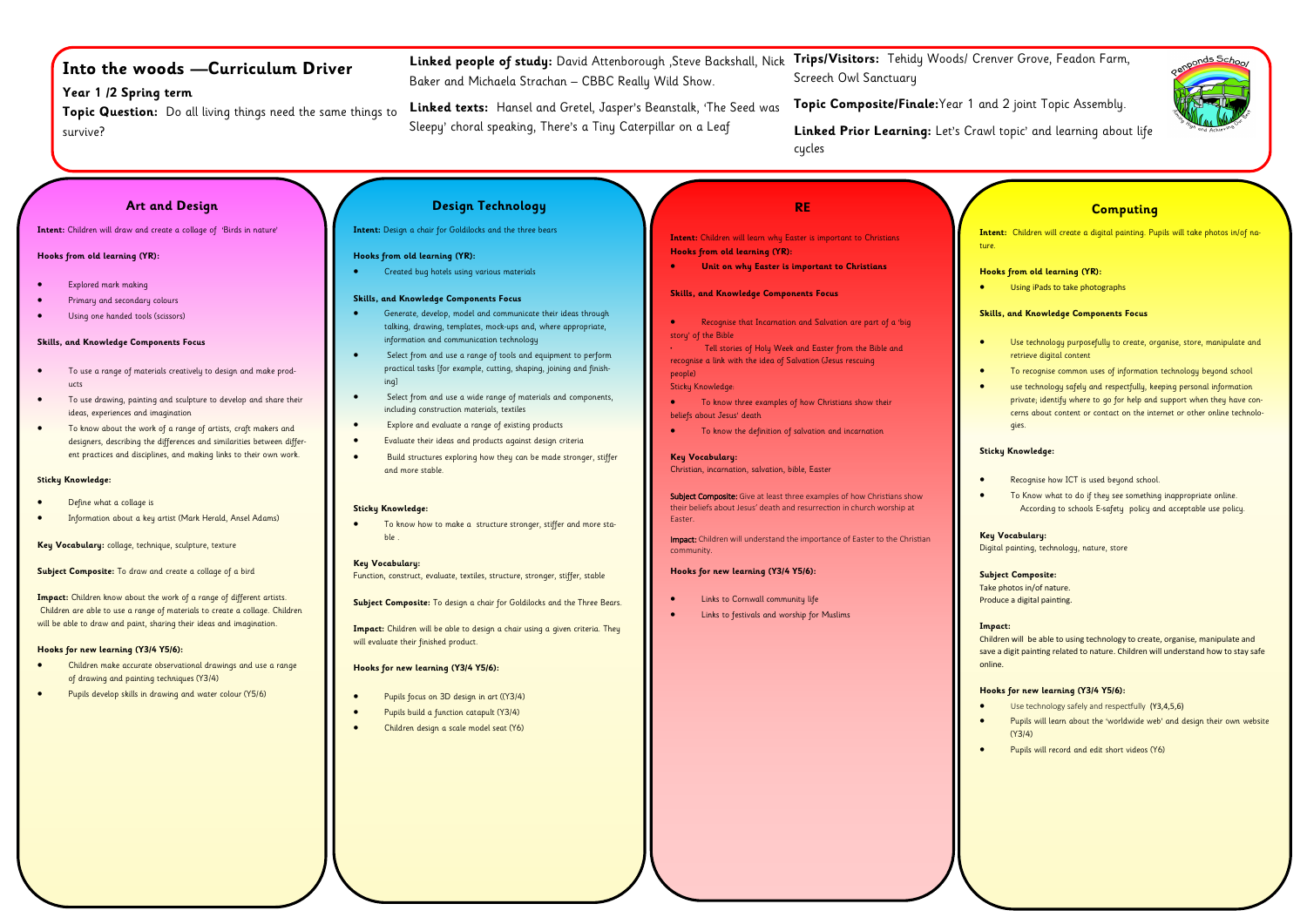# Into the woods —Curriculum Driver

**Year 1 /2 Spring term**

**Topic Question:** Do all living things need the same things to survive?

**Linked people of study:** David Attenborough ,Steve Backshall, Nick Baker and Michaela Strachan – CBBC Really Wild Show.

**Linked texts:** Hansel and Gretel, Jasper's Beanstalk, 'The Seed was Sleepy' choral speaking, There's a Tiny Caterpillar on a Leaf

**Trips/Visitors:** Tehidy Woods/ Crenver Grove, Feadon Farm, Screech Owl Sanctuary

**Topic Composite/Finale:** Year 1 and 2 joint Topic Assembly.

**Linked Prior Learning:** Let's Crawl topic' and learning about life cycles

## Art and Design

**Intent:** Children will draw and create a collage of 'Birds in nature'

**Hooks from old learning (YR):**

- Explored mark making
- Primary and secondary colours
- Using one handed tools (scissors)

**Skills, and Knowledge Components Focus**

- To use a range of materials creatively to design and make products
- To use drawing, painting and sculpture to develop and share their ideas, experiences and imagination
- To know about the work of a range of artists, craft makers and designers, describing the differences and similarities between different practices and disciplines, and making links to their own work.

**Sticky Knowledge:**

- Define what a collage is
- Information about a key artist (Mark Herald, Ansel Adams)

**Key Vocabulary:** collage, technique, sculpture, texture

**Subject Composite:** To draw and create a collage of a bird

**Impact:** Children know about the work of a range of different artists. Children are able to use a range of materials to create a collage. Children will be able to draw and paint, sharing their ideas and imagination.

**Hooks for new learning (Y3/4 Y5/6):**

- Children make accurate observational drawings and use a range of drawing and painting techniques (Y3/4)
- Pupils develop skills in drawing and water colour (Y5/6)

## Design Technology

**Intent:** Design a chair for Goldilocks and the three bears

**Hooks from old learning (YR):**

- Created bug hotels using various materials

**Skills, and Knowledge Components Focus**

- Generate, develop, model and communicate their ideas through talking, drawing, templates, mock-ups and, where appropriate, information and communication technology
- Select from and use a range of tools and equipment to perform practical tasks [for example, cutting, shaping, joining and finishing]
- Select from and use a wide range of materials and components, including construction materials, textiles
- Explore and evaluate a range of existing products
- Evaluate their ideas and products against design criteria
- Build structures exploring how they can be made stronger, stiffer and more stable.

**Sticky Knowledge:**

- To know how to make a structure stronger, stiffer and more stable .

**Key Vocabulary:**
Function, construct, evaluate, textiles, structure, stronger, stiffer, stable

**Subject Composite:** To design a chair for Goldilocks and the Three Bears.

**Impact:** Children will be able to design a chair using a given criteria. They will evaluate their finished product.

**Hooks for new learning (Y3/4 Y5/6):**

- Pupils focus on 3D design in art ((Y3/4)
- Pupils build a function catapult (Y3/4)
- Children design a scale model seat (Y6)

## RE

**Intent:** Children will learn why Easter is important to Christians

**Hooks from old learning (YR):**

- **Unit on why Easter is important to Christians**

**Skills, and Knowledge Components Focus**

- Recognise that Incarnation and Salvation are part of a 'big story' of the Bible
- Tell stories of Holy Week and Easter from the Bible and recognise a link with the idea of Salvation (Jesus rescuing people)

Sticky Knowledge:

- To know three examples of how Christians show their beliefs about Jesus' death
- To know the definition of salvation and incarnation

**Key Vocabulary:**
Christian, incarnation, salvation, bible, Easter

**Subject Composite:** Give at least three examples of how Christians show their beliefs about Jesus' death and resurrection in church worship at Easter.

**Impact:** Children will understand the importance of Easter to the Christian community.

**Hooks for new learning (Y3/4 Y5/6):**

- Links to Cornwall community life
- Links to festivals and worship for Muslims

## Computing

**Intent:** Children will create a digital painting. Pupils will take photos in/of nature.

**Hooks from old learning (YR):**

- Using iPads to take photographs

**Skills, and Knowledge Components Focus**

- Use technology purposefully to create, organise, store, manipulate and retrieve digital content
- To recognise common uses of information technology beyond school
- use technology safely and respectfully, keeping personal information private; identify where to go for help and support when they have concerns about content or contact on the internet or other online technologies.

**Sticky Knowledge:**

- Recognise how ICT is used beyond school.
- To Know what to do if they see something inappropriate online. According to schools E-safety policy and acceptable use policy.

**Key Vocabulary:**
Digital painting, technology, nature, store

**Subject Composite:**
Take photos in/of nature.
Produce a digital painting.

**Impact:**
Children will be able to using technology to create, organise, manipulate and save a digit painting related to nature. Children will understand how to stay safe online.

**Hooks for new learning (Y3/4 Y5/6):**

- Use technology safely and respectfully (Y3,4,5,6)
- Pupils will learn about the 'worldwide web' and design their own website (Y3/4)
- Pupils will record and edit short videos (Y6)